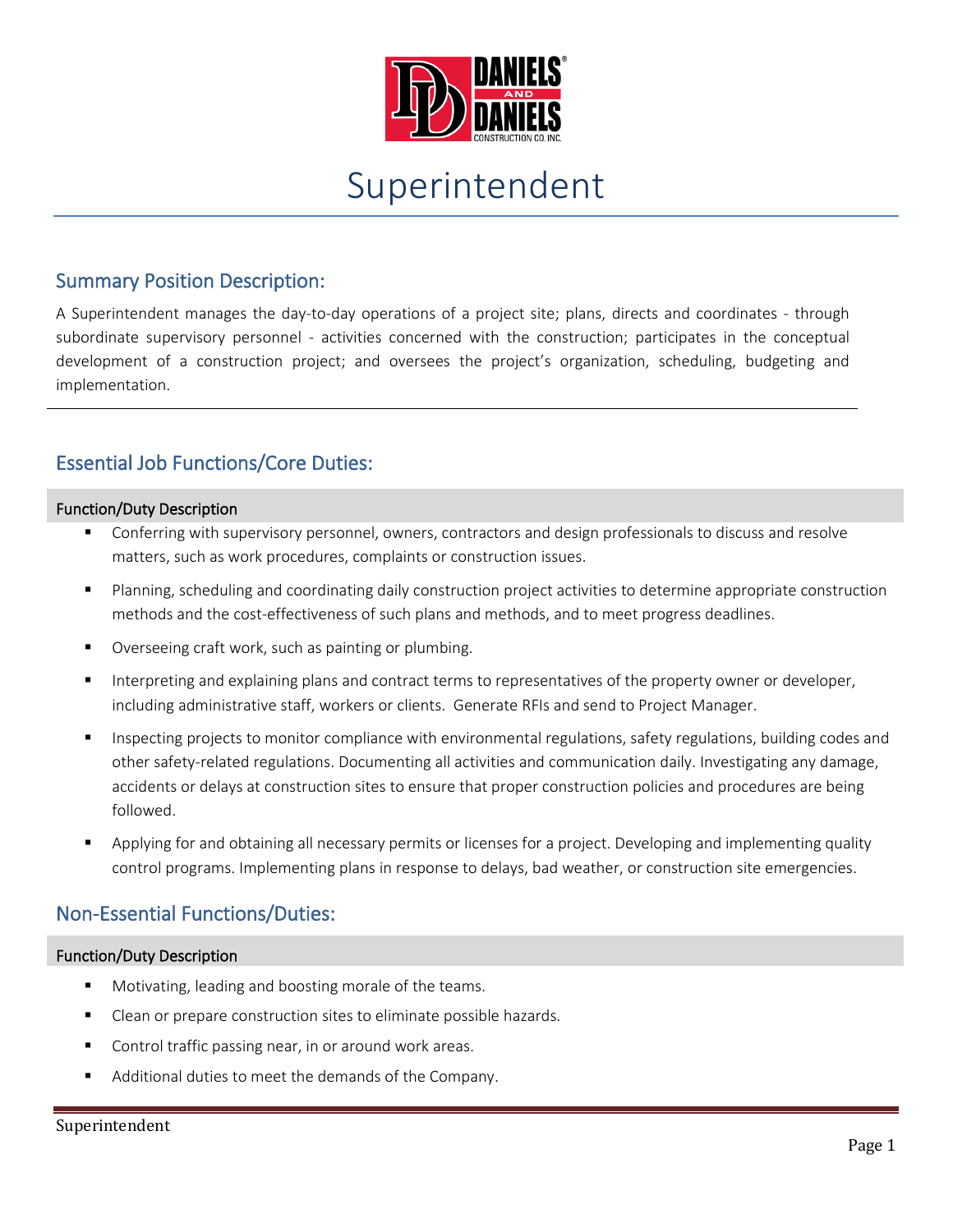# Superintendent

## Summary Position Description:

A Superintendent manages the day-to-day operations of a project site; plans, directs and coordinates - through subordinate supervisory personnel - activities concerned with the construction; participates in the conceptual development of a construction project; and oversees the project's organization, scheduling, budgeting and implementation.

---

## Essential Job Functions/Core Duties:

#### Function/Duty Description

- Conferring with supervisory personnel, owners, contractors and design professionals to discuss and resolve matters, such as work procedures, complaints or construction issues.
- Planning, scheduling and coordinating daily construction project activities to determine appropriate construction methods and the cost-effectiveness of such plans and methods, and to meet progress deadlines.
- Overseeing craft work, such as painting or plumbing.
- Interpreting and explaining plans and contract terms to representatives of the property owner or developer, including administrative staff, workers or clients. Generate RFIs and send to Project Manager.
- Inspecting projects to monitor compliance with environmental regulations, safety regulations, building codes and other safety-related regulations. Documenting all activities and communication daily. Investigating any damage, accidents or delays at construction sites to ensure that proper construction policies and procedures are being followed.
- Applying for and obtaining all necessary permits or licenses for a project. Developing and implementing quality control programs. Implementing plans in response to delays, bad weather, or construction site emergencies.

## Non-Essential Functions/Duties:

#### Function/Duty Description

- Motivating, leading and boosting morale of the teams.
- Clean or prepare construction sites to eliminate possible hazards.
- Control traffic passing near, in or around work areas.
- Additional duties to meet the demands of the Company.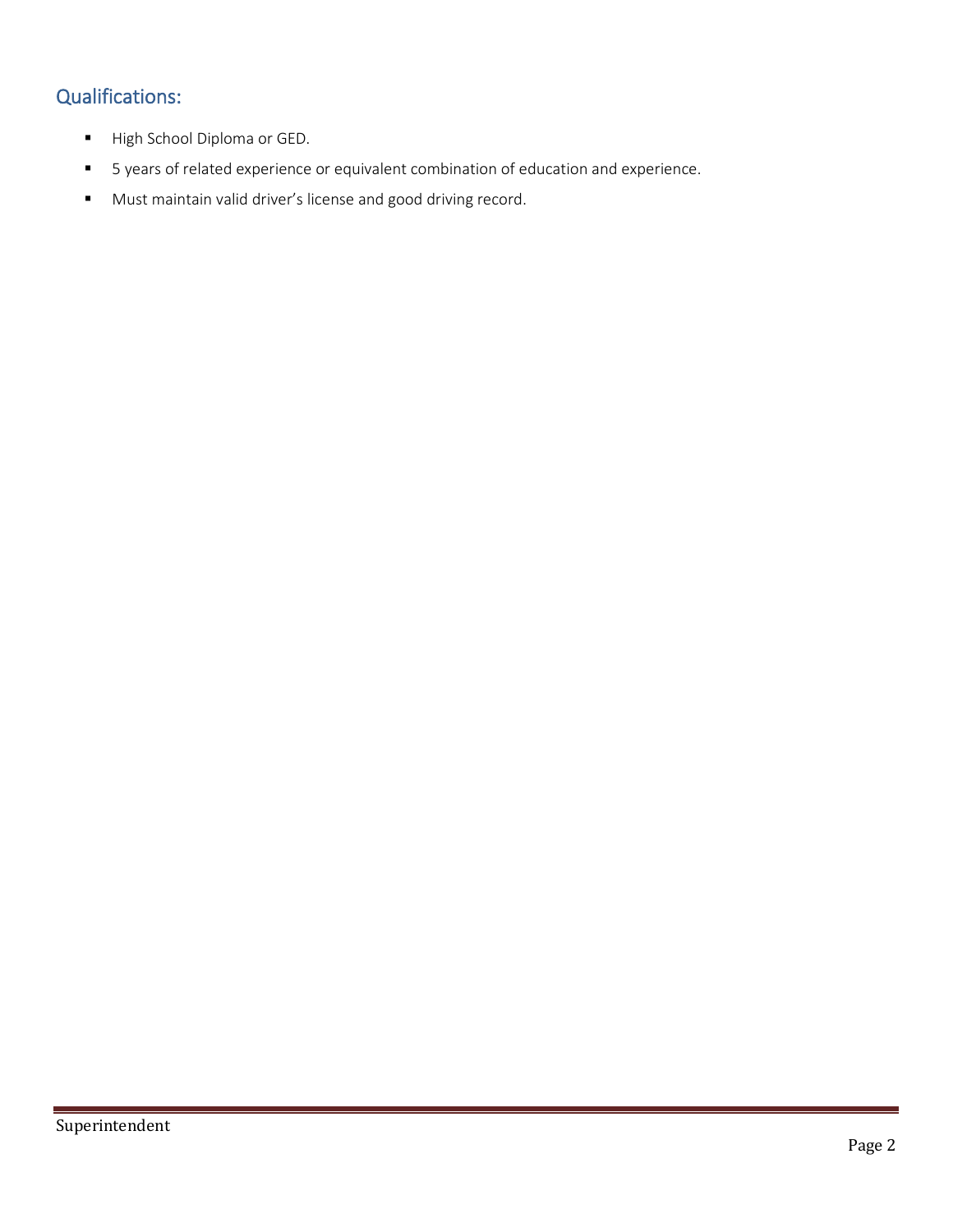## Qualifications:

- High School Diploma or GED.
- 5 years of related experience or equivalent combination of education and experience.
- Must maintain valid driver's license and good driving record.